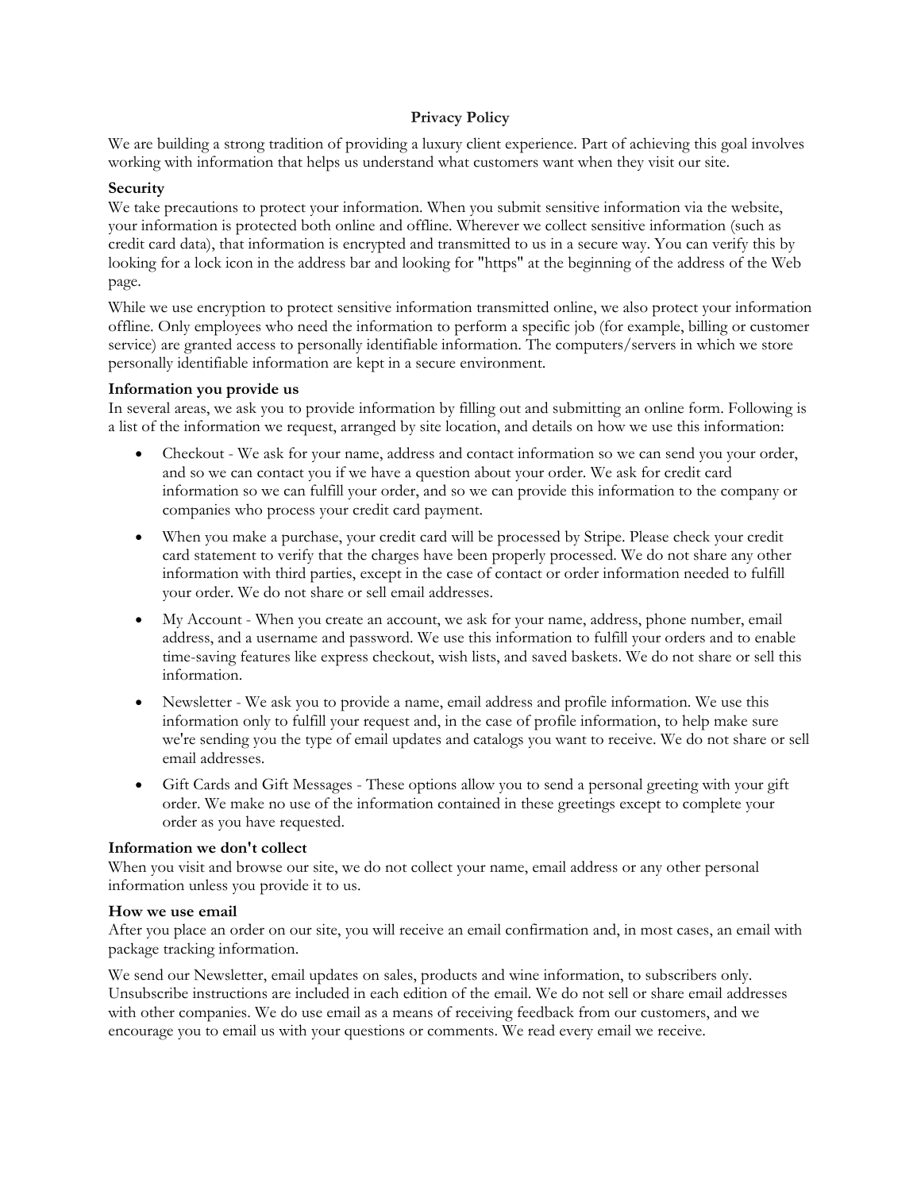# Privacy Policy

We are building a strong tradition of providing a luxury client experience. Part of achieving this goal involves working with information that helps us understand what customers want when they visit our site.

**Security**

We take precautions to protect your information. When you submit sensitive information via the website, your information is protected both online and offline. Wherever we collect sensitive information (such as credit card data), that information is encrypted and transmitted to us in a secure way. You can verify this by looking for a lock icon in the address bar and looking for "https" at the beginning of the address of the Web page.

While we use encryption to protect sensitive information transmitted online, we also protect your information offline. Only employees who need the information to perform a specific job (for example, billing or customer service) are granted access to personally identifiable information. The computers/servers in which we store personally identifiable information are kept in a secure environment.

**Information you provide us**

In several areas, we ask you to provide information by filling out and submitting an online form. Following is a list of the information we request, arranged by site location, and details on how we use this information:

- Checkout - We ask for your name, address and contact information so we can send you your order, and so we can contact you if we have a question about your order. We ask for credit card information so we can fulfill your order, and so we can provide this information to the company or companies who process your credit card payment.
- When you make a purchase, your credit card will be processed by Stripe. Please check your credit card statement to verify that the charges have been properly processed. We do not share any other information with third parties, except in the case of contact or order information needed to fulfill your order. We do not share or sell email addresses.
- My Account - When you create an account, we ask for your name, address, phone number, email address, and a username and password. We use this information to fulfill your orders and to enable time-saving features like express checkout, wish lists, and saved baskets. We do not share or sell this information.
- Newsletter - We ask you to provide a name, email address and profile information. We use this information only to fulfill your request and, in the case of profile information, to help make sure we're sending you the type of email updates and catalogs you want to receive. We do not share or sell email addresses.
- Gift Cards and Gift Messages - These options allow you to send a personal greeting with your gift order. We make no use of the information contained in these greetings except to complete your order as you have requested.

**Information we don't collect**

When you visit and browse our site, we do not collect your name, email address or any other personal information unless you provide it to us.

**How we use email**

After you place an order on our site, you will receive an email confirmation and, in most cases, an email with package tracking information.

We send our Newsletter, email updates on sales, products and wine information, to subscribers only. Unsubscribe instructions are included in each edition of the email. We do not sell or share email addresses with other companies. We do use email as a means of receiving feedback from our customers, and we encourage you to email us with your questions or comments. We read every email we receive.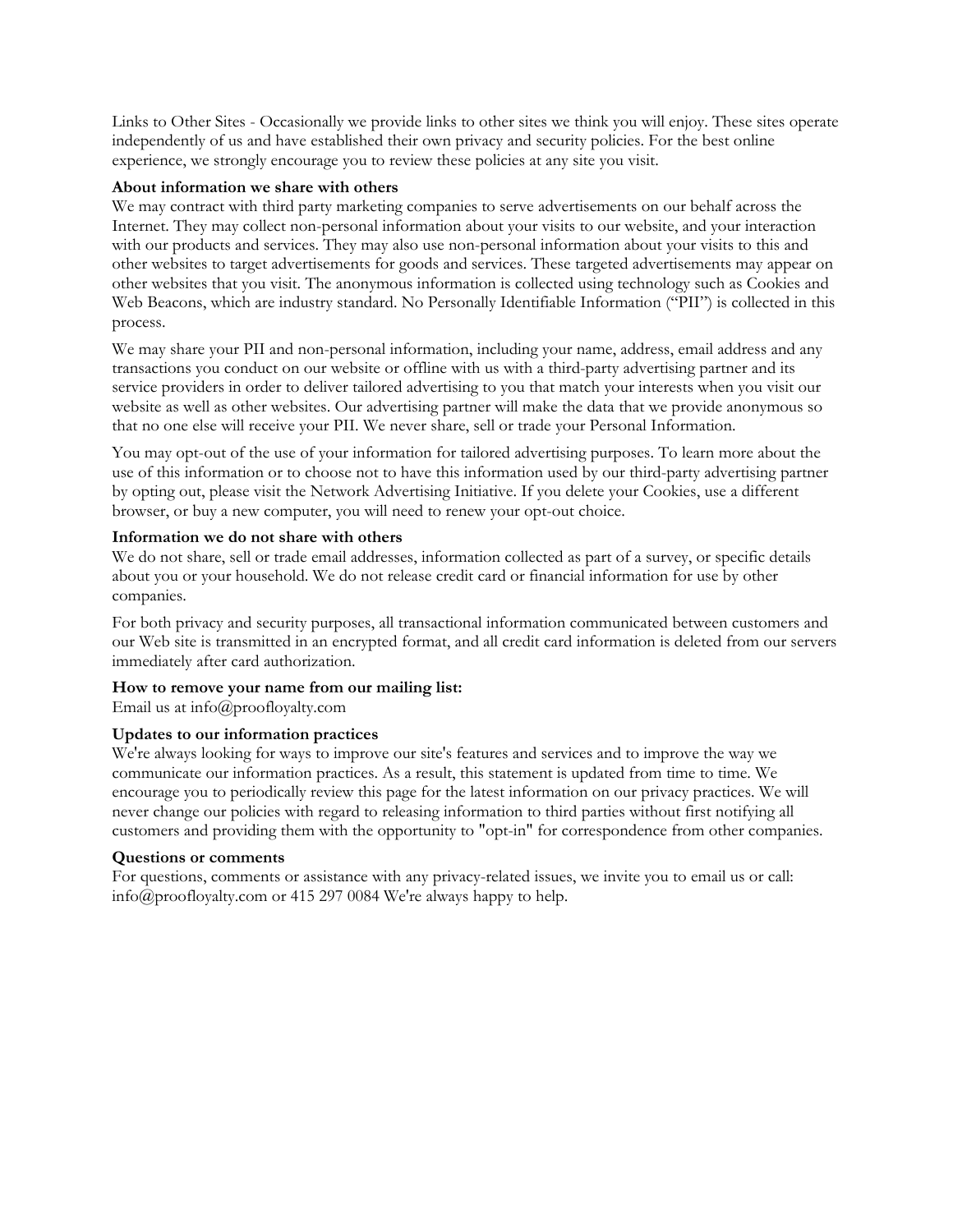Links to Other Sites - Occasionally we provide links to other sites we think you will enjoy. These sites operate independently of us and have established their own privacy and security policies. For the best online experience, we strongly encourage you to review these policies at any site you visit.

**About information we share with others**

We may contract with third party marketing companies to serve advertisements on our behalf across the Internet. They may collect non-personal information about your visits to our website, and your interaction with our products and services. They may also use non-personal information about your visits to this and other websites to target advertisements for goods and services. These targeted advertisements may appear on other websites that you visit. The anonymous information is collected using technology such as Cookies and Web Beacons, which are industry standard. No Personally Identifiable Information ("PII") is collected in this process.

We may share your PII and non-personal information, including your name, address, email address and any transactions you conduct on our website or offline with us with a third-party advertising partner and its service providers in order to deliver tailored advertising to you that match your interests when you visit our website as well as other websites. Our advertising partner will make the data that we provide anonymous so that no one else will receive your PII. We never share, sell or trade your Personal Information.

You may opt-out of the use of your information for tailored advertising purposes. To learn more about the use of this information or to choose not to have this information used by our third-party advertising partner by opting out, please visit the Network Advertising Initiative. If you delete your Cookies, use a different browser, or buy a new computer, you will need to renew your opt-out choice.

**Information we do not share with others**

We do not share, sell or trade email addresses, information collected as part of a survey, or specific details about you or your household. We do not release credit card or financial information for use by other companies.

For both privacy and security purposes, all transactional information communicated between customers and our Web site is transmitted in an encrypted format, and all credit card information is deleted from our servers immediately after card authorization.

**How to remove your name from our mailing list:**

Email us at info@proofloyalty.com

**Updates to our information practices**

We're always looking for ways to improve our site's features and services and to improve the way we communicate our information practices. As a result, this statement is updated from time to time. We encourage you to periodically review this page for the latest information on our privacy practices. We will never change our policies with regard to releasing information to third parties without first notifying all customers and providing them with the opportunity to "opt-in" for correspondence from other companies.

**Questions or comments**

For questions, comments or assistance with any privacy-related issues, we invite you to email us or call: info@proofloyalty.com or 415 297 0084 We're always happy to help.